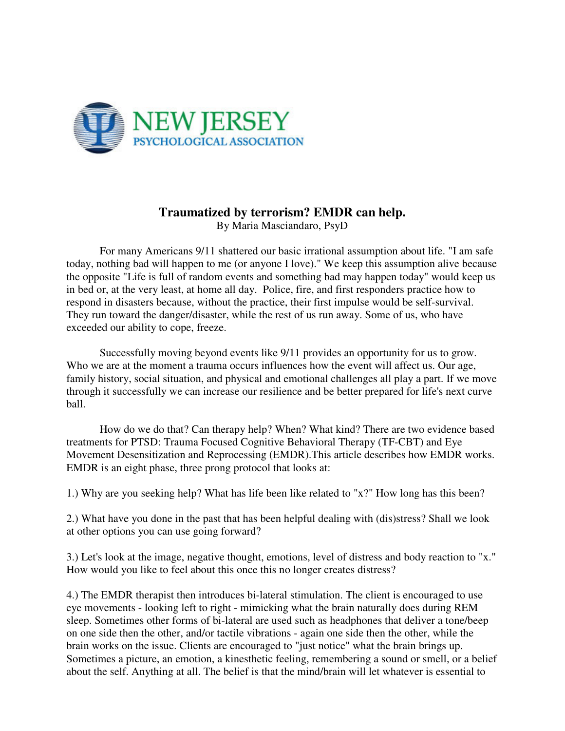NEW JERSEY
PSYCHOLOGICAL ASSOCIATION

# Traumatized by terrorism? EMDR can help.

By Maria Masciandaro, PsyD

For many Americans 9/11 shattered our basic irrational assumption about life. "I am safe today, nothing bad will happen to me (or anyone I love)." We keep this assumption alive because the opposite "Life is full of random events and something bad may happen today" would keep us in bed or, at the very least, at home all day. Police, fire, and first responders practice how to respond in disasters because, without the practice, their first impulse would be self-survival. They run toward the danger/disaster, while the rest of us run away. Some of us, who have exceeded our ability to cope, freeze.

Successfully moving beyond events like 9/11 provides an opportunity for us to grow. Who we are at the moment a trauma occurs influences how the event will affect us. Our age, family history, social situation, and physical and emotional challenges all play a part. If we move through it successfully we can increase our resilience and be better prepared for life's next curve ball.

How do we do that? Can therapy help? When? What kind? There are two evidence based treatments for PTSD: Trauma Focused Cognitive Behavioral Therapy (TF-CBT) and Eye Movement Desensitization and Reprocessing (EMDR).This article describes how EMDR works. EMDR is an eight phase, three prong protocol that looks at:

1.) Why are you seeking help? What has life been like related to "x?" How long has this been?

2.) What have you done in the past that has been helpful dealing with (dis)stress? Shall we look at other options you can use going forward?

3.) Let's look at the image, negative thought, emotions, level of distress and body reaction to "x." How would you like to feel about this once this no longer creates distress?

4.) The EMDR therapist then introduces bi-lateral stimulation. The client is encouraged to use eye movements - looking left to right - mimicking what the brain naturally does during REM sleep. Sometimes other forms of bi-lateral are used such as headphones that deliver a tone/beep on one side then the other, and/or tactile vibrations - again one side then the other, while the brain works on the issue. Clients are encouraged to "just notice" what the brain brings up. Sometimes a picture, an emotion, a kinesthetic feeling, remembering a sound or smell, or a belief about the self. Anything at all. The belief is that the mind/brain will let whatever is essential to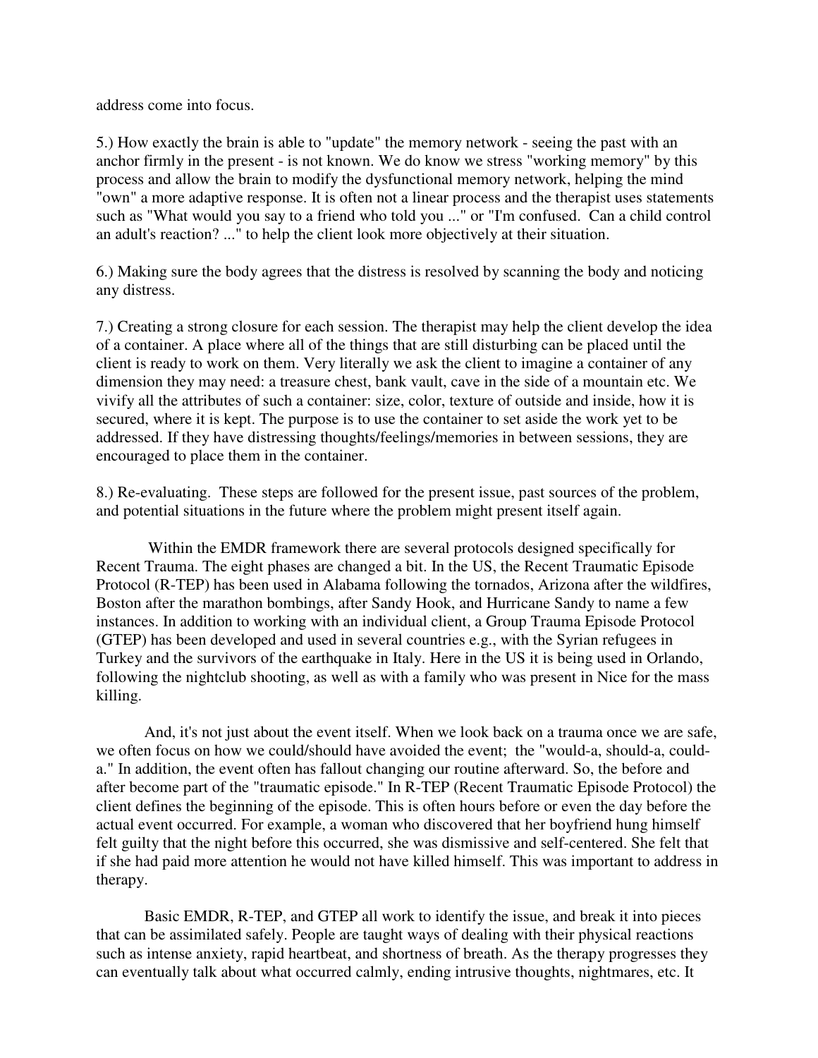address come into focus.

5.) How exactly the brain is able to "update" the memory network - seeing the past with an anchor firmly in the present - is not known. We do know we stress "working memory" by this process and allow the brain to modify the dysfunctional memory network, helping the mind "own" a more adaptive response. It is often not a linear process and the therapist uses statements such as "What would you say to a friend who told you ..." or "I'm confused. Can a child control an adult's reaction? ..." to help the client look more objectively at their situation.

6.) Making sure the body agrees that the distress is resolved by scanning the body and noticing any distress.

7.) Creating a strong closure for each session. The therapist may help the client develop the idea of a container. A place where all of the things that are still disturbing can be placed until the client is ready to work on them. Very literally we ask the client to imagine a container of any dimension they may need: a treasure chest, bank vault, cave in the side of a mountain etc. We vivify all the attributes of such a container: size, color, texture of outside and inside, how it is secured, where it is kept. The purpose is to use the container to set aside the work yet to be addressed. If they have distressing thoughts/feelings/memories in between sessions, they are encouraged to place them in the container.

8.) Re-evaluating. These steps are followed for the present issue, past sources of the problem, and potential situations in the future where the problem might present itself again.

Within the EMDR framework there are several protocols designed specifically for Recent Trauma. The eight phases are changed a bit. In the US, the Recent Traumatic Episode Protocol (R-TEP) has been used in Alabama following the tornados, Arizona after the wildfires, Boston after the marathon bombings, after Sandy Hook, and Hurricane Sandy to name a few instances. In addition to working with an individual client, a Group Trauma Episode Protocol (GTEP) has been developed and used in several countries e.g., with the Syrian refugees in Turkey and the survivors of the earthquake in Italy. Here in the US it is being used in Orlando, following the nightclub shooting, as well as with a family who was present in Nice for the mass killing.

And, it's not just about the event itself. When we look back on a trauma once we are safe, we often focus on how we could/should have avoided the event; the "would-a, should-a, could-a." In addition, the event often has fallout changing our routine afterward. So, the before and after become part of the "traumatic episode." In R-TEP (Recent Traumatic Episode Protocol) the client defines the beginning of the episode. This is often hours before or even the day before the actual event occurred. For example, a woman who discovered that her boyfriend hung himself felt guilty that the night before this occurred, she was dismissive and self-centered. She felt that if she had paid more attention he would not have killed himself. This was important to address in therapy.

Basic EMDR, R-TEP, and GTEP all work to identify the issue, and break it into pieces that can be assimilated safely. People are taught ways of dealing with their physical reactions such as intense anxiety, rapid heartbeat, and shortness of breath. As the therapy progresses they can eventually talk about what occurred calmly, ending intrusive thoughts, nightmares, etc. It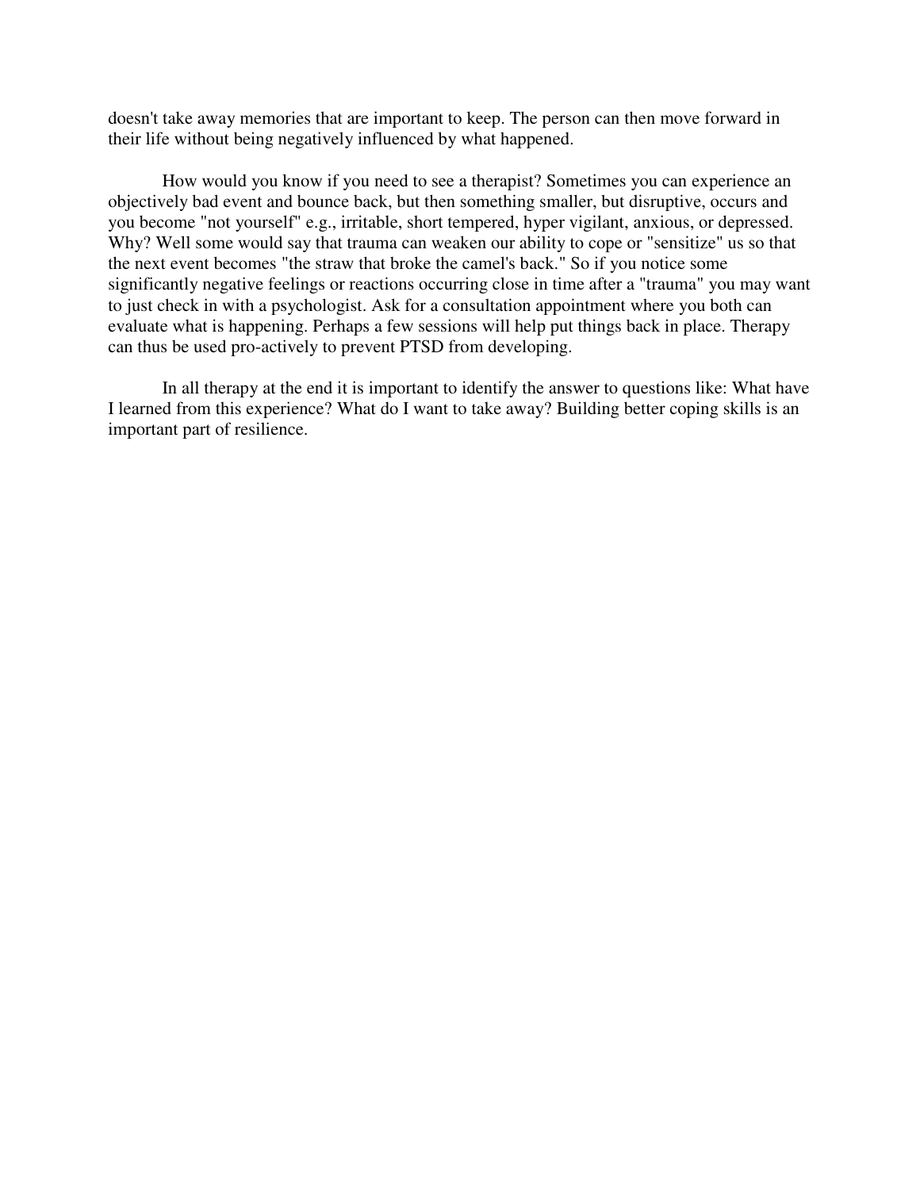doesn't take away memories that are important to keep. The person can then move forward in their life without being negatively influenced by what happened.

How would you know if you need to see a therapist? Sometimes you can experience an objectively bad event and bounce back, but then something smaller, but disruptive, occurs and you become "not yourself" e.g., irritable, short tempered, hyper vigilant, anxious, or depressed. Why? Well some would say that trauma can weaken our ability to cope or "sensitize" us so that the next event becomes "the straw that broke the camel's back." So if you notice some significantly negative feelings or reactions occurring close in time after a "trauma" you may want to just check in with a psychologist. Ask for a consultation appointment where you both can evaluate what is happening. Perhaps a few sessions will help put things back in place. Therapy can thus be used pro-actively to prevent PTSD from developing.

In all therapy at the end it is important to identify the answer to questions like: What have I learned from this experience? What do I want to take away? Building better coping skills is an important part of resilience.